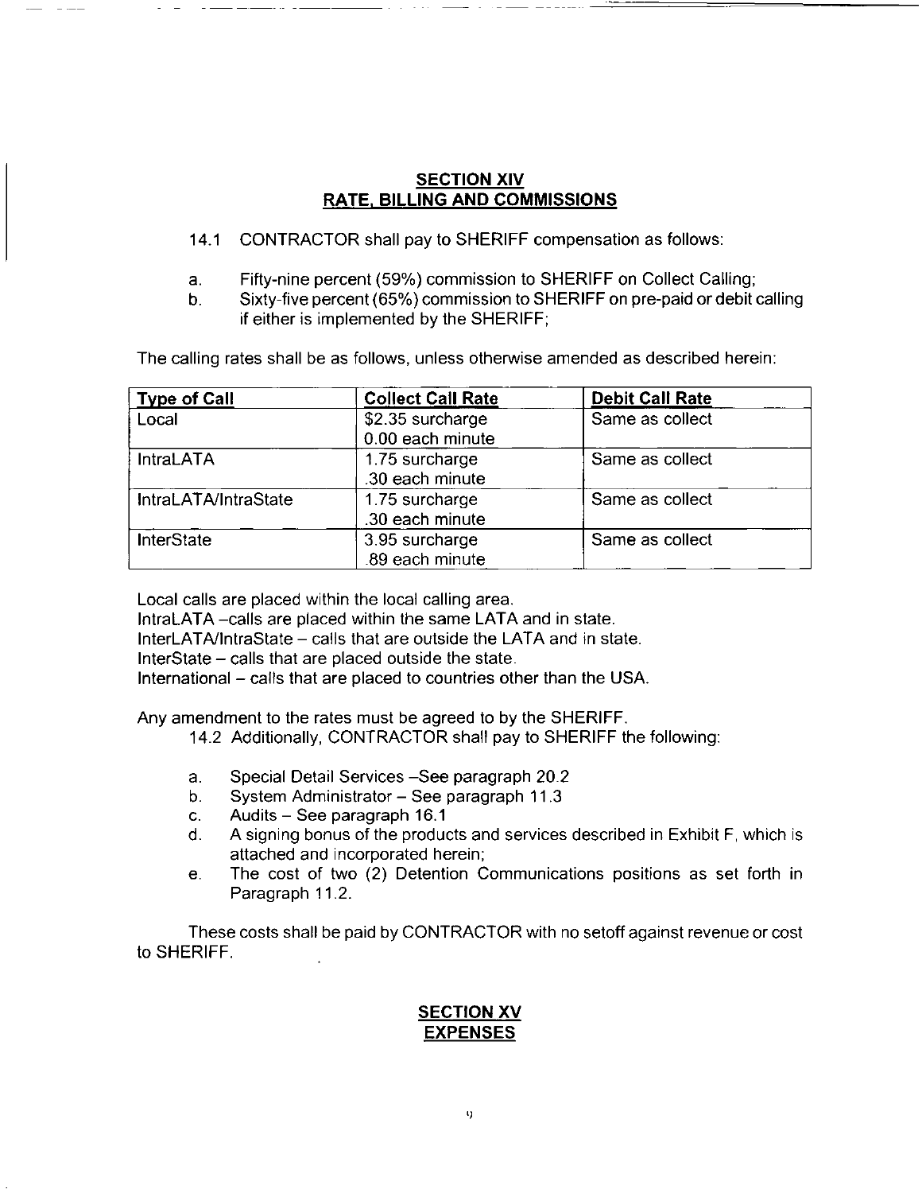## SECTION XIV
## RATE, BILLING AND COMMISSIONS

14.1 CONTRACTOR shall pay to SHERIFF compensation as follows:

a. Fifty-nine percent (59%) commission to SHERIFF on Collect Calling;
b. Sixty-five percent (65%) commission to SHERIFF on pre-paid or debit calling if either is implemented by the SHERIFF;

The calling rates shall be as follows, unless otherwise amended as described herein:

| Type of Call | Collect Call Rate | Debit Call Rate |
| --- | --- | --- |
| Local | $2.35 surcharge<br>0.00 each minute | Same as collect |
| IntraLATA | 1.75 surcharge<br>.30 each minute | Same as collect |
| IntraLATA/IntraState | 1.75 surcharge<br>.30 each minute | Same as collect |
| InterState | 3.95 surcharge<br>.89 each minute | Same as collect |

Local calls are placed within the local calling area.
IntraLATA –calls are placed within the same LATA and in state.
InterLATA/IntraState – calls that are outside the LATA and in state.
InterState – calls that are placed outside the state.
International – calls that are placed to countries other than the USA.

Any amendment to the rates must be agreed to by the SHERIFF.

14.2 Additionally, CONTRACTOR shall pay to SHERIFF the following:

a. Special Detail Services –See paragraph 20.2
b. System Administrator – See paragraph 11.3
c. Audits – See paragraph 16.1
d. A signing bonus of the products and services described in Exhibit F, which is attached and incorporated herein;
e. The cost of two (2) Detention Communications positions as set forth in Paragraph 11.2.

These costs shall be paid by CONTRACTOR with no setoff against revenue or cost to SHERIFF.

## SECTION XV
## EXPENSES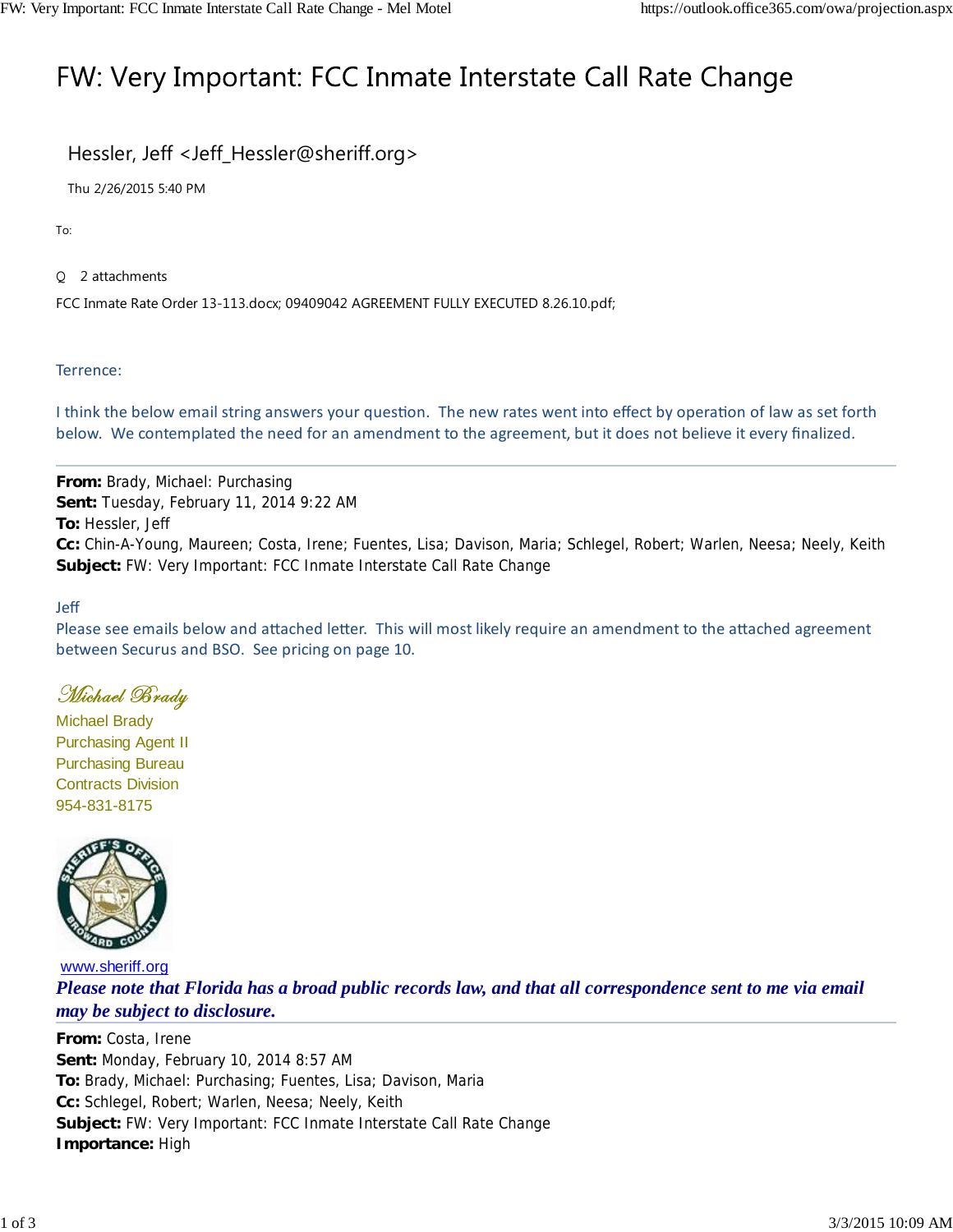# FW: Very Important: FCC Inmate Interstate Call Rate Change

Hessler, Jeff <Jeff_Hessler@sheriff.org>

Thu 2/26/2015 5:40 PM

To:

2 attachments

FCC Inmate Rate Order 13-113.docx; 09409042 AGREEMENT FULLY EXECUTED 8.26.10.pdf;

Terrence:

I think the below email string answers your question. The new rates went into effect by operation of law as set forth below. We contemplated the need for an amendment to the agreement, but it does not believe it every finalized.

---

**From:** Brady, Michael: Purchasing
**Sent:** Tuesday, February 11, 2014 9:22 AM
**To:** Hessler, Jeff
**Cc:** Chin-A-Young, Maureen; Costa, Irene; Fuentes, Lisa; Davison, Maria; Schlegel, Robert; Warlen, Neesa; Neely, Keith
**Subject:** FW: Very Important: FCC Inmate Interstate Call Rate Change

Jeff
Please see emails below and attached letter. This will most likely require an amendment to the attached agreement between Securus and BSO. See pricing on page 10.

*Michael Brady*
Michael Brady
Purchasing Agent II
Purchasing Bureau
Contracts Division
954-831-8175

www.sheriff.org

***Please note that Florida has a broad public records law, and that all correspondence sent to me via email may be subject to disclosure.***

---

**From:** Costa, Irene
**Sent:** Monday, February 10, 2014 8:57 AM
**To:** Brady, Michael: Purchasing; Fuentes, Lisa; Davison, Maria
**Cc:** Schlegel, Robert; Warlen, Neesa; Neely, Keith
**Subject:** FW: Very Important: FCC Inmate Interstate Call Rate Change
**Importance:** High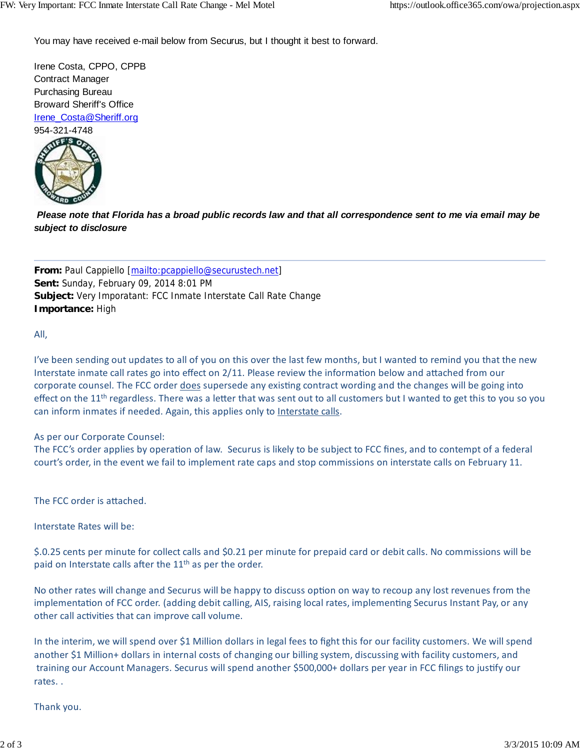You may have received e-mail below from Securus, but I thought it best to forward.

Irene Costa, CPPO, CPPB
Contract Manager
Purchasing Bureau
Broward Sheriff's Office
Irene_Costa@Sheriff.org
954-321-4748

***Please note that Florida has a broad public records law and that all correspondence sent to me via email may be subject to disclosure***

---

**From:** Paul Cappiello [mailto:pcappiello@securustech.net]
**Sent:** Sunday, February 09, 2014 8:01 PM
**Subject:** Very Imporatant: FCC Inmate Interstate Call Rate Change
**Importance:** High

All,

I've been sending out updates to all of you on this over the last few months, but I wanted to remind you that the new Interstate inmate call rates go into effect on 2/11. Please review the information below and attached from our corporate counsel. The FCC order does supersede any existing contract wording and the changes will be going into effect on the 11th regardless. There was a letter that was sent out to all customers but I wanted to get this to you so you can inform inmates if needed. Again, this applies only to Interstate calls.

As per our Corporate Counsel:
The FCC's order applies by operation of law. Securus is likely to be subject to FCC fines, and to contempt of a federal court's order, in the event we fail to implement rate caps and stop commissions on interstate calls on February 11.

The FCC order is attached.

Interstate Rates will be:

$.0.25 cents per minute for collect calls and $0.21 per minute for prepaid card or debit calls. No commissions will be paid on Interstate calls after the 11th as per the order.

No other rates will change and Securus will be happy to discuss option on way to recoup any lost revenues from the implementation of FCC order. (adding debit calling, AIS, raising local rates, implementing Securus Instant Pay, or any other call activities that can improve call volume.

In the interim, we will spend over $1 Million dollars in legal fees to fight this for our facility customers. We will spend another $1 Million+ dollars in internal costs of changing our billing system, discussing with facility customers, and training our Account Managers. Securus will spend another $500,000+ dollars per year in FCC filings to justify our rates. .

Thank you.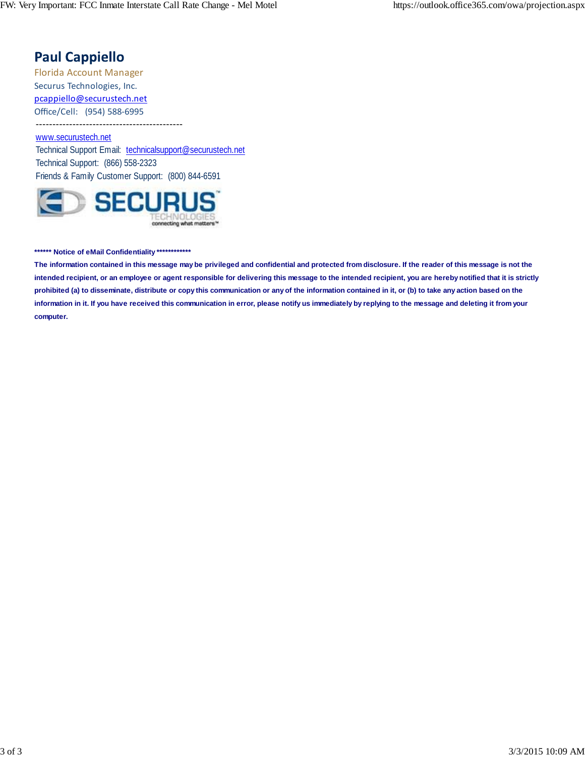**Paul Cappiello**

Florida Account Manager

Securus Technologies, Inc.

pcappiello@securustech.net

Office/Cell: (954) 588-6995

--------------------------------------------

www.securustech.net

Technical Support Email: technicalsupport@securustech.net

Technical Support: (866) 558-2323

Friends & Family Customer Support: (800) 844-6591

SECURUS TECHNOLOGIES connecting what matters™

**\*\*\*\*\*\* Notice of eMail Confidentiality \*\*\*\*\*\*\*\*\*\*\*\***

**The information contained in this message may be privileged and confidential and protected from disclosure. If the reader of this message is not the intended recipient, or an employee or agent responsible for delivering this message to the intended recipient, you are hereby notified that it is strictly prohibited (a) to disseminate, distribute or copy this communication or any of the information contained in it, or (b) to take any action based on the information in it. If you have received this communication in error, please notify us immediately by replying to the message and deleting it from your computer.**